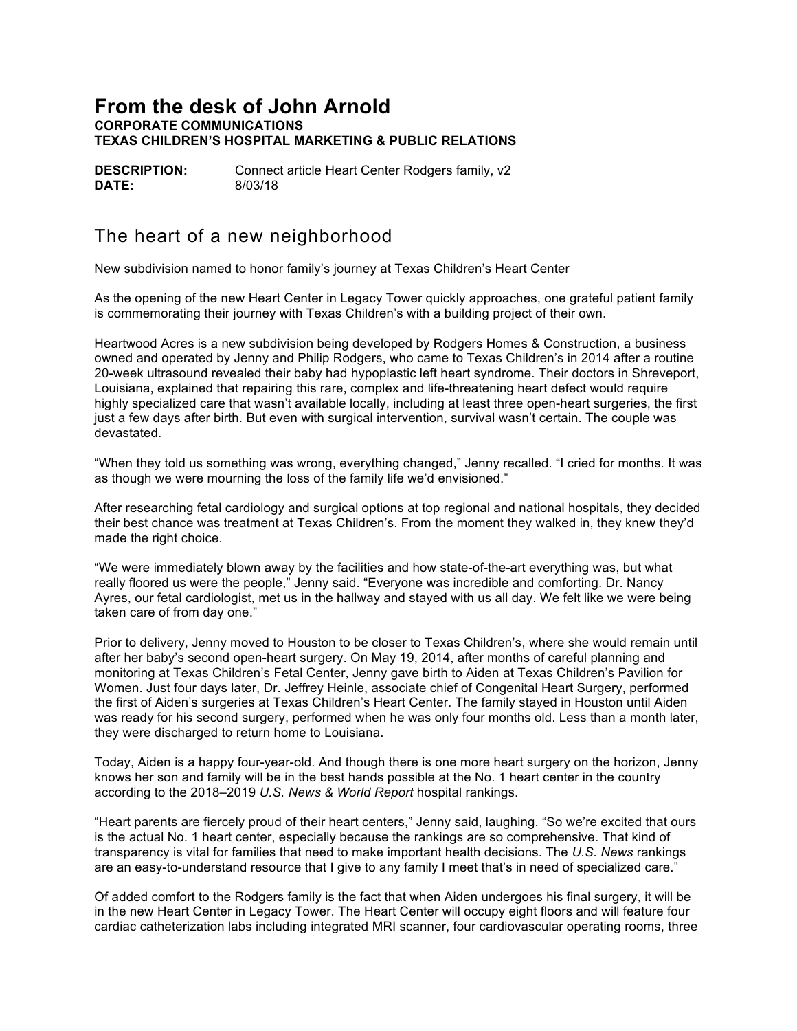# From the desk of John Arnold

**CORPORATE COMMUNICATIONS**
**TEXAS CHILDREN'S HOSPITAL MARKETING & PUBLIC RELATIONS**

**DESCRIPTION:** Connect article Heart Center Rodgers family, v2
**DATE:** 8/03/18

---

## The heart of a new neighborhood

New subdivision named to honor family's journey at Texas Children's Heart Center

As the opening of the new Heart Center in Legacy Tower quickly approaches, one grateful patient family is commemorating their journey with Texas Children's with a building project of their own.

Heartwood Acres is a new subdivision being developed by Rodgers Homes & Construction, a business owned and operated by Jenny and Philip Rodgers, who came to Texas Children's in 2014 after a routine 20-week ultrasound revealed their baby had hypoplastic left heart syndrome. Their doctors in Shreveport, Louisiana, explained that repairing this rare, complex and life-threatening heart defect would require highly specialized care that wasn't available locally, including at least three open-heart surgeries, the first just a few days after birth. But even with surgical intervention, survival wasn't certain. The couple was devastated.

"When they told us something was wrong, everything changed," Jenny recalled. "I cried for months. It was as though we were mourning the loss of the family life we'd envisioned."

After researching fetal cardiology and surgical options at top regional and national hospitals, they decided their best chance was treatment at Texas Children's. From the moment they walked in, they knew they'd made the right choice.

"We were immediately blown away by the facilities and how state-of-the-art everything was, but what really floored us were the people," Jenny said. "Everyone was incredible and comforting. Dr. Nancy Ayres, our fetal cardiologist, met us in the hallway and stayed with us all day. We felt like we were being taken care of from day one."

Prior to delivery, Jenny moved to Houston to be closer to Texas Children's, where she would remain until after her baby's second open-heart surgery. On May 19, 2014, after months of careful planning and monitoring at Texas Children's Fetal Center, Jenny gave birth to Aiden at Texas Children's Pavilion for Women. Just four days later, Dr. Jeffrey Heinle, associate chief of Congenital Heart Surgery, performed the first of Aiden's surgeries at Texas Children's Heart Center. The family stayed in Houston until Aiden was ready for his second surgery, performed when he was only four months old. Less than a month later, they were discharged to return home to Louisiana.

Today, Aiden is a happy four-year-old. And though there is one more heart surgery on the horizon, Jenny knows her son and family will be in the best hands possible at the No. 1 heart center in the country according to the 2018–2019 *U.S. News & World Report* hospital rankings.

"Heart parents are fiercely proud of their heart centers," Jenny said, laughing. "So we're excited that ours is the actual No. 1 heart center, especially because the rankings are so comprehensive. That kind of transparency is vital for families that need to make important health decisions. The *U.S. News* rankings are an easy-to-understand resource that I give to any family I meet that's in need of specialized care."

Of added comfort to the Rodgers family is the fact that when Aiden undergoes his final surgery, it will be in the new Heart Center in Legacy Tower. The Heart Center will occupy eight floors and will feature four cardiac catheterization labs including integrated MRI scanner, four cardiovascular operating rooms, three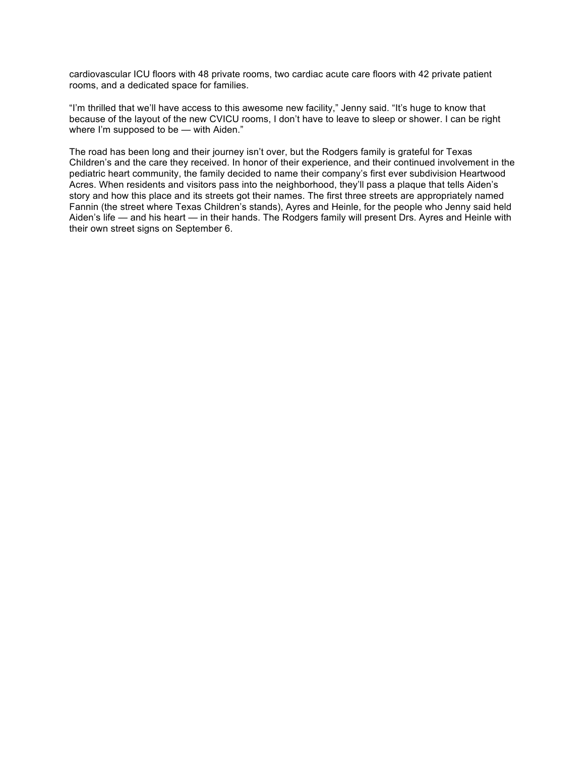cardiovascular ICU floors with 48 private rooms, two cardiac acute care floors with 42 private patient rooms, and a dedicated space for families.

“I’m thrilled that we’ll have access to this awesome new facility,” Jenny said. “It’s huge to know that because of the layout of the new CVICU rooms, I don’t have to leave to sleep or shower. I can be right where I’m supposed to be — with Aiden.”

The road has been long and their journey isn’t over, but the Rodgers family is grateful for Texas Children’s and the care they received. In honor of their experience, and their continued involvement in the pediatric heart community, the family decided to name their company’s first ever subdivision Heartwood Acres. When residents and visitors pass into the neighborhood, they’ll pass a plaque that tells Aiden’s story and how this place and its streets got their names. The first three streets are appropriately named Fannin (the street where Texas Children’s stands), Ayres and Heinle, for the people who Jenny said held Aiden’s life — and his heart — in their hands. The Rodgers family will present Drs. Ayres and Heinle with their own street signs on September 6.